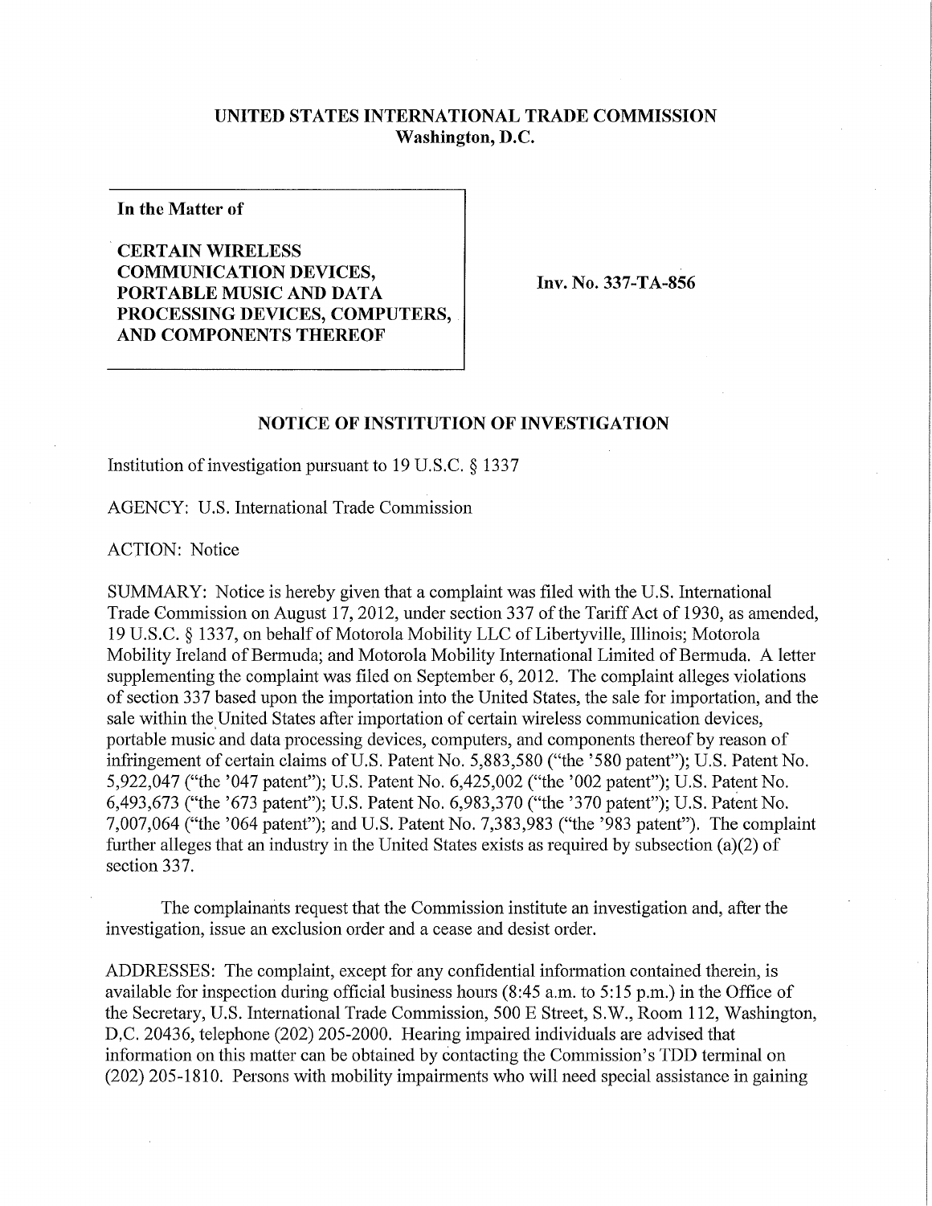**UNITED STATES INTERNATIONAL TRADE COMMISSION**
**Washington, D.C.**

**In the Matter of**

**CERTAIN WIRELESS COMMUNICATION DEVICES, PORTABLE MUSIC AND DATA PROCESSING DEVICES, COMPUTERS, AND COMPONENTS THEREOF**

**Inv. No. 337-TA-856**

## NOTICE OF INSTITUTION OF INVESTIGATION

Institution of investigation pursuant to 19 U.S.C. § 1337

AGENCY: U.S. International Trade Commission

ACTION: Notice

SUMMARY: Notice is hereby given that a complaint was filed with the U.S. International Trade Commission on August 17, 2012, under section 337 of the Tariff Act of 1930, as amended, 19 U.S.C. § 1337, on behalf of Motorola Mobility LLC of Libertyville, Illinois; Motorola Mobility Ireland of Bermuda; and Motorola Mobility International Limited of Bermuda. A letter supplementing the complaint was filed on September 6, 2012. The complaint alleges violations of section 337 based upon the importation into the United States, the sale for importation, and the sale within the United States after importation of certain wireless communication devices, portable music and data processing devices, computers, and components thereof by reason of infringement of certain claims of U.S. Patent No. 5,883,580 ("the '580 patent"); U.S. Patent No. 5,922,047 ("the '047 patent"); U.S. Patent No. 6,425,002 ("the '002 patent"); U.S. Patent No. 6,493,673 ("the '673 patent"); U.S. Patent No. 6,983,370 ("the '370 patent"); U.S. Patent No. 7,007,064 ("the '064 patent"); and U.S. Patent No. 7,383,983 ("the '983 patent"). The complaint further alleges that an industry in the United States exists as required by subsection (a)(2) of section 337.

The complainants request that the Commission institute an investigation and, after the investigation, issue an exclusion order and a cease and desist order.

ADDRESSES: The complaint, except for any confidential information contained therein, is available for inspection during official business hours (8:45 a.m. to 5:15 p.m.) in the Office of the Secretary, U.S. International Trade Commission, 500 E Street, S.W., Room 112, Washington, D.C. 20436, telephone (202) 205-2000. Hearing impaired individuals are advised that information on this matter can be obtained by contacting the Commission's TDD terminal on (202) 205-1810. Persons with mobility impairments who will need special assistance in gaining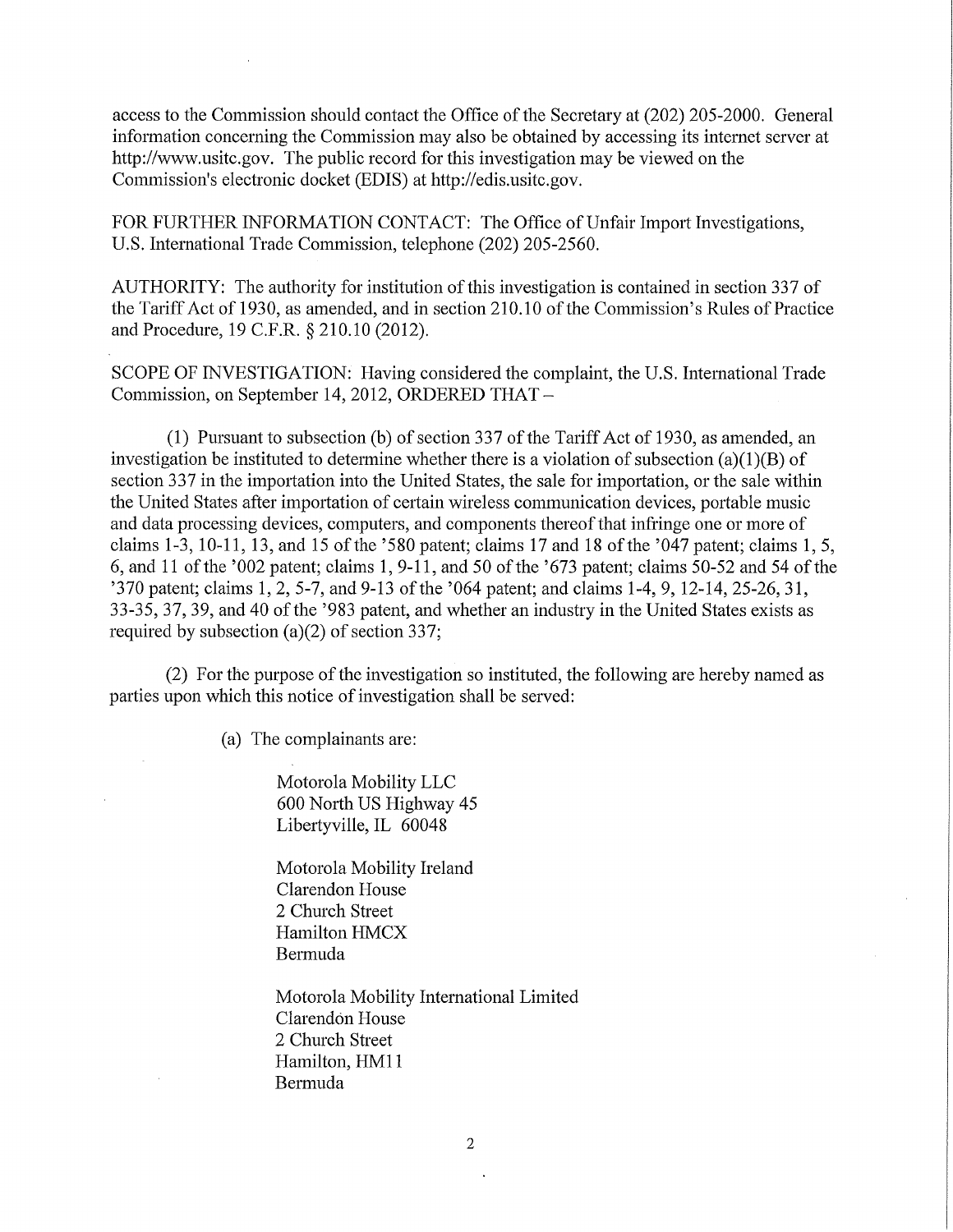access to the Commission should contact the Office of the Secretary at (202) 205-2000. General information concerning the Commission may also be obtained by accessing its internet server at http://www.usitc.gov. The public record for this investigation may be viewed on the Commission's electronic docket (EDIS) at http://edis.usitc.gov.

FOR FURTHER INFORMATION CONTACT: The Office of Unfair Import Investigations, U.S. International Trade Commission, telephone (202) 205-2560.

AUTHORITY: The authority for institution of this investigation is contained in section 337 of the Tariff Act of 1930, as amended, and in section 210.10 of the Commission's Rules of Practice and Procedure, 19 C.F.R. § 210.10 (2012).

SCOPE OF INVESTIGATION: Having considered the complaint, the U.S. International Trade Commission, on September 14, 2012, ORDERED THAT –

(1) Pursuant to subsection (b) of section 337 of the Tariff Act of 1930, as amended, an investigation be instituted to determine whether there is a violation of subsection (a)(1)(B) of section 337 in the importation into the United States, the sale for importation, or the sale within the United States after importation of certain wireless communication devices, portable music and data processing devices, computers, and components thereof that infringe one or more of claims 1-3, 10-11, 13, and 15 of the '580 patent; claims 17 and 18 of the '047 patent; claims 1, 5, 6, and 11 of the '002 patent; claims 1, 9-11, and 50 of the '673 patent; claims 50-52 and 54 of the '370 patent; claims 1, 2, 5-7, and 9-13 of the '064 patent; and claims 1-4, 9, 12-14, 25-26, 31, 33-35, 37, 39, and 40 of the '983 patent, and whether an industry in the United States exists as required by subsection (a)(2) of section 337;

(2) For the purpose of the investigation so instituted, the following are hereby named as parties upon which this notice of investigation shall be served:

(a) The complainants are:

Motorola Mobility LLC
600 North US Highway 45
Libertyville, IL 60048

Motorola Mobility Ireland
Clarendon House
2 Church Street
Hamilton HMCX
Bermuda

Motorola Mobility International Limited
Clarendon House
2 Church Street
Hamilton, HM11
Bermuda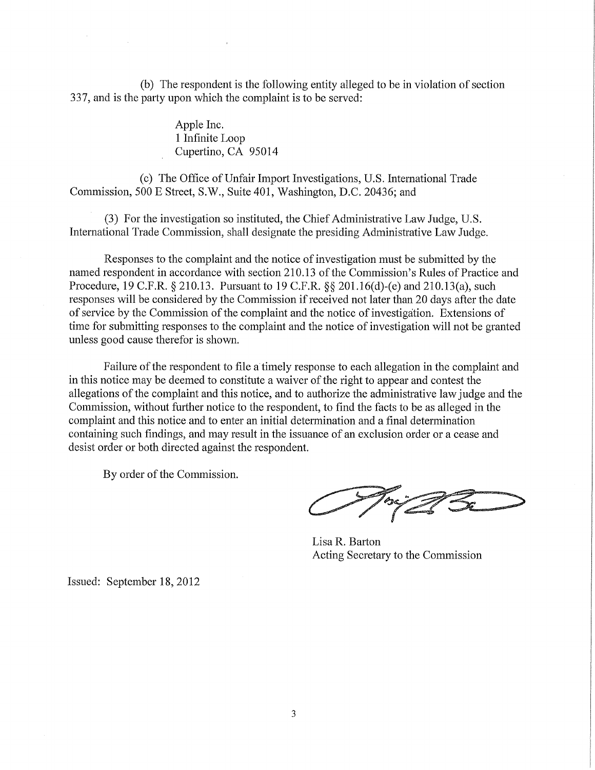(b) The respondent is the following entity alleged to be in violation of section 337, and is the party upon which the complaint is to be served:

Apple Inc.
1 Infinite Loop
Cupertino, CA 95014

(c) The Office of Unfair Import Investigations, U.S. International Trade Commission, 500 E Street, S.W., Suite 401, Washington, D.C. 20436; and

(3) For the investigation so instituted, the Chief Administrative Law Judge, U.S. International Trade Commission, shall designate the presiding Administrative Law Judge.

Responses to the complaint and the notice of investigation must be submitted by the named respondent in accordance with section 210.13 of the Commission's Rules of Practice and Procedure, 19 C.F.R. § 210.13. Pursuant to 19 C.F.R. §§ 201.16(d)-(e) and 210.13(a), such responses will be considered by the Commission if received not later than 20 days after the date of service by the Commission of the complaint and the notice of investigation. Extensions of time for submitting responses to the complaint and the notice of investigation will not be granted unless good cause therefor is shown.

Failure of the respondent to file a timely response to each allegation in the complaint and in this notice may be deemed to constitute a waiver of the right to appear and contest the allegations of the complaint and this notice, and to authorize the administrative law judge and the Commission, without further notice to the respondent, to find the facts to be as alleged in the complaint and this notice and to enter an initial determination and a final determination containing such findings, and may result in the issuance of an exclusion order or a cease and desist order or both directed against the respondent.

By order of the Commission.

Lisa R. Barton
Acting Secretary to the Commission

Issued: September 18, 2012